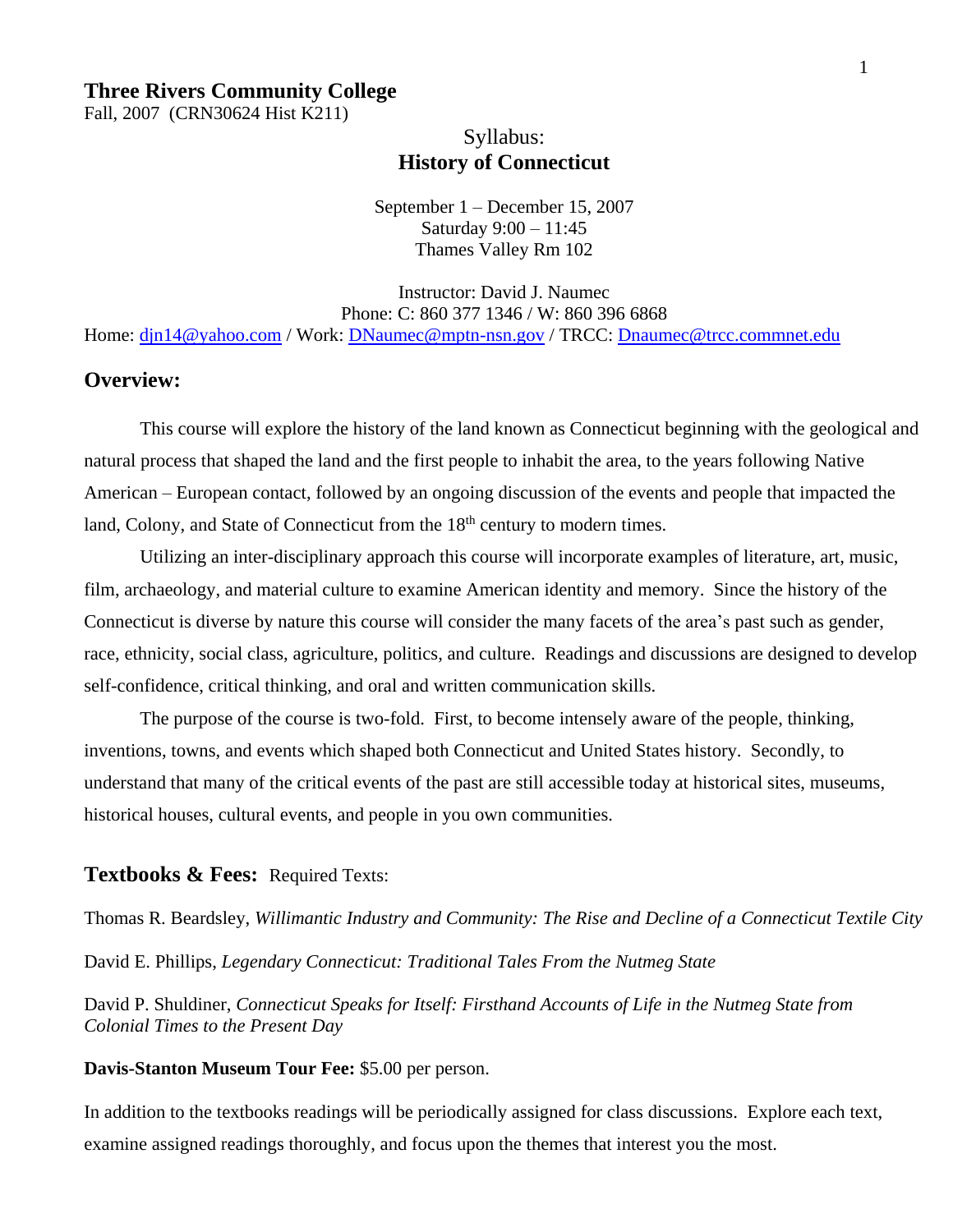**Three Rivers Community College**
Fall, 2007 (CRN30624 Hist K211)

Syllabus:
# History of Connecticut

September 1 – December 15, 2007
Saturday 9:00 – 11:45
Thames Valley Rm 102

Instructor: David J. Naumec
Phone: C: 860 377 1346 / W: 860 396 6868
Home: djn14@yahoo.com / Work: DNaumec@mptn-nsn.gov / TRCC: Dnaumec@trcc.commnet.edu

## Overview:

This course will explore the history of the land known as Connecticut beginning with the geological and natural process that shaped the land and the first people to inhabit the area, to the years following Native American – European contact, followed by an ongoing discussion of the events and people that impacted the land, Colony, and State of Connecticut from the 18th century to modern times.

Utilizing an inter-disciplinary approach this course will incorporate examples of literature, art, music, film, archaeology, and material culture to examine American identity and memory. Since the history of the Connecticut is diverse by nature this course will consider the many facets of the area's past such as gender, race, ethnicity, social class, agriculture, politics, and culture. Readings and discussions are designed to develop self-confidence, critical thinking, and oral and written communication skills.

The purpose of the course is two-fold. First, to become intensely aware of the people, thinking, inventions, towns, and events which shaped both Connecticut and United States history. Secondly, to understand that many of the critical events of the past are still accessible today at historical sites, museums, historical houses, cultural events, and people in you own communities.

## Textbooks & Fees: Required Texts:

Thomas R. Beardsley, *Willimantic Industry and Community: The Rise and Decline of a Connecticut Textile City*

David E. Phillips, *Legendary Connecticut: Traditional Tales From the Nutmeg State*

David P. Shuldiner, *Connecticut Speaks for Itself: Firsthand Accounts of Life in the Nutmeg State from Colonial Times to the Present Day*

**Davis-Stanton Museum Tour Fee:** $5.00 per person.

In addition to the textbooks readings will be periodically assigned for class discussions. Explore each text, examine assigned readings thoroughly, and focus upon the themes that interest you the most.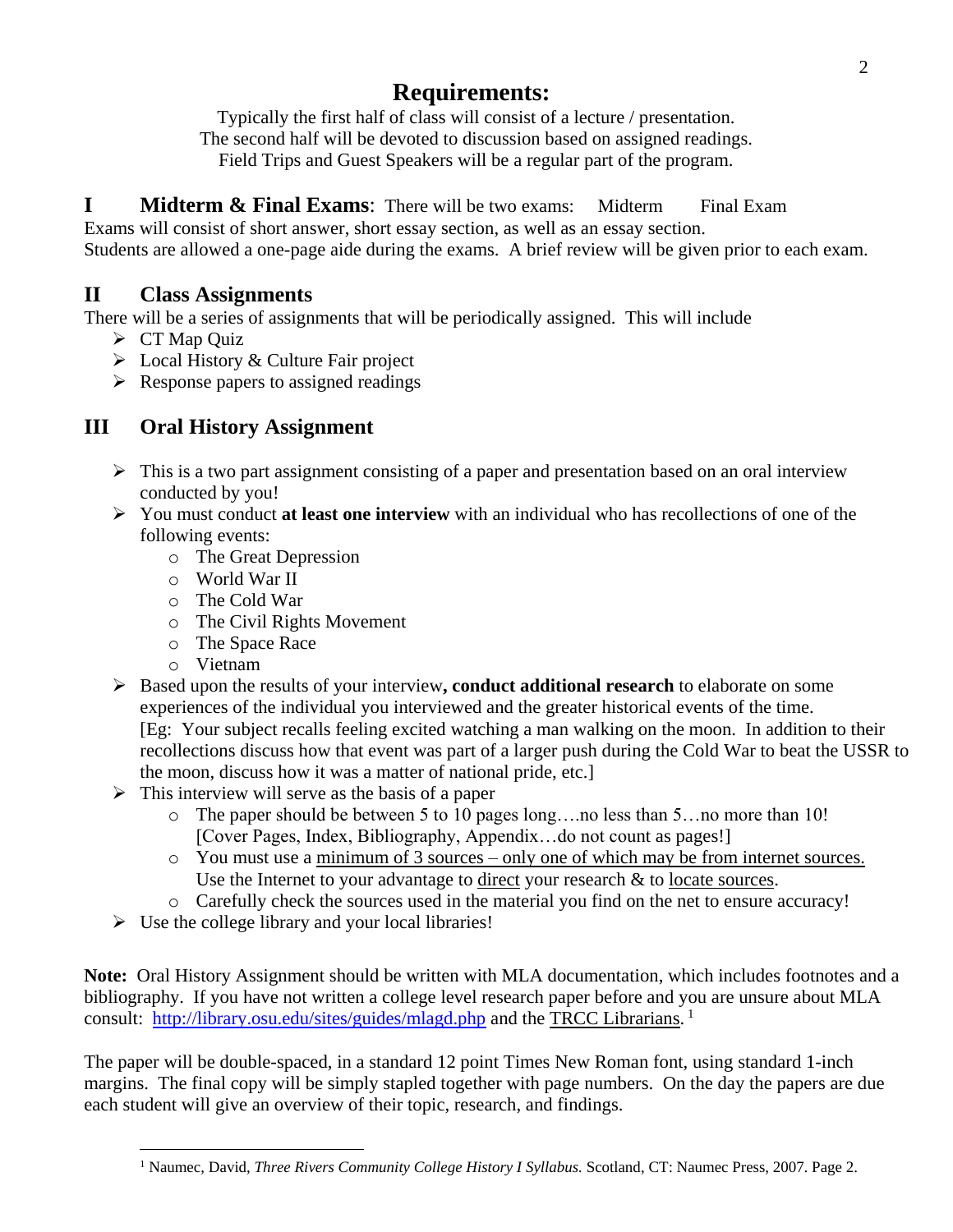# Requirements:

Typically the first half of class will consist of a lecture / presentation.
The second half will be devoted to discussion based on assigned readings.
Field Trips and Guest Speakers will be a regular part of the program.

## I Midterm & Final Exams: There will be two exams: Midterm Final Exam

Exams will consist of short answer, short essay section, as well as an essay section.
Students are allowed a one-page aide during the exams. A brief review will be given prior to each exam.

## II Class Assignments

There will be a series of assignments that will be periodically assigned. This will include

- CT Map Quiz
- Local History & Culture Fair project
- Response papers to assigned readings

## III Oral History Assignment

- This is a two part assignment consisting of a paper and presentation based on an oral interview conducted by you!
- You must conduct **at least one interview** with an individual who has recollections of one of the following events:
    - The Great Depression
    - World War II
    - The Cold War
    - The Civil Rights Movement
    - The Space Race
    - Vietnam
- Based upon the results of your interview**, conduct additional research** to elaborate on some experiences of the individual you interviewed and the greater historical events of the time. [Eg: Your subject recalls feeling excited watching a man walking on the moon. In addition to their recollections discuss how that event was part of a larger push during the Cold War to beat the USSR to the moon, discuss how it was a matter of national pride, etc.]
- This interview will serve as the basis of a paper
    - The paper should be between 5 to 10 pages long….no less than 5…no more than 10! [Cover Pages, Index, Bibliography, Appendix…do not count as pages!]
    - You must use a <u>minimum of 3 sources – only one of which may be from internet sources.</u> Use the Internet to your advantage to <u>direct</u> your research & to <u>locate sources</u>.
    - Carefully check the sources used in the material you find on the net to ensure accuracy!
- Use the college library and your local libraries!

**Note:** Oral History Assignment should be written with MLA documentation, which includes footnotes and a bibliography. If you have not written a college level research paper before and you are unsure about MLA consult: [http://library.osu.edu/sites/guides/mlagd.php](http://library.osu.edu/sites/guides/mlagd.php) and the <u>TRCC Librarians</u>. [1]

The paper will be double-spaced, in a standard 12 point Times New Roman font, using standard 1-inch margins. The final copy will be simply stapled together with page numbers. On the day the papers are due each student will give an overview of their topic, research, and findings.

---

[1] Naumec, David, *Three Rivers Community College History I Syllabus.* Scotland, CT: Naumec Press, 2007. Page 2.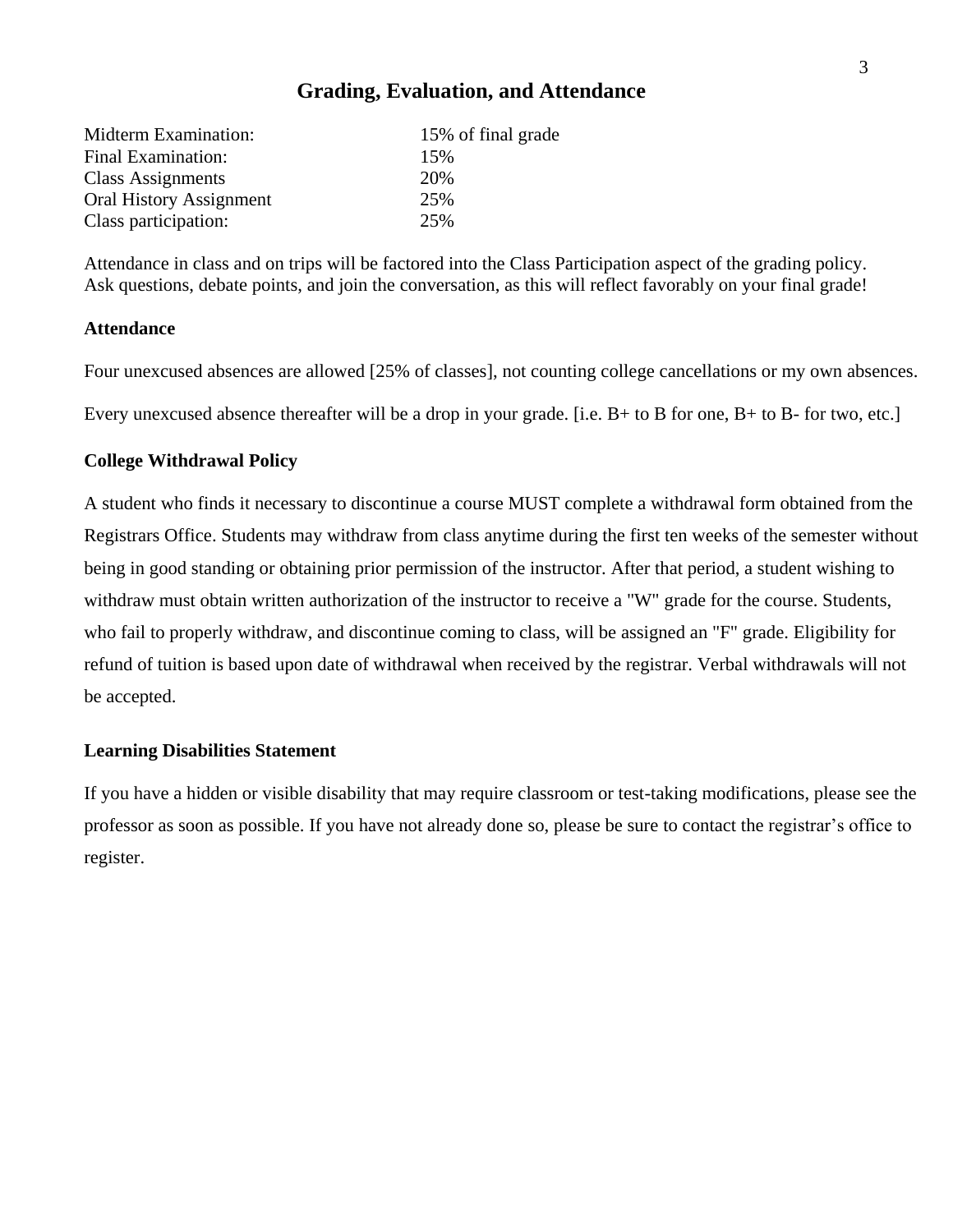## Grading, Evaluation, and Attendance

| | |
|---|---|
| Midterm Examination: | 15% of final grade |
| Final Examination: | 15% |
| Class Assignments | 20% |
| Oral History Assignment | 25% |
| Class participation: | 25% |

Attendance in class and on trips will be factored into the Class Participation aspect of the grading policy. Ask questions, debate points, and join the conversation, as this will reflect favorably on your final grade!

### Attendance

Four unexcused absences are allowed [25% of classes], not counting college cancellations or my own absences.

Every unexcused absence thereafter will be a drop in your grade. [i.e. B+ to B for one, B+ to B- for two, etc.]

### College Withdrawal Policy

A student who finds it necessary to discontinue a course MUST complete a withdrawal form obtained from the Registrars Office. Students may withdraw from class anytime during the first ten weeks of the semester without being in good standing or obtaining prior permission of the instructor. After that period, a student wishing to withdraw must obtain written authorization of the instructor to receive a "W" grade for the course. Students, who fail to properly withdraw, and discontinue coming to class, will be assigned an "F" grade. Eligibility for refund of tuition is based upon date of withdrawal when received by the registrar. Verbal withdrawals will not be accepted.

### Learning Disabilities Statement

If you have a hidden or visible disability that may require classroom or test-taking modifications, please see the professor as soon as possible. If you have not already done so, please be sure to contact the registrar's office to register.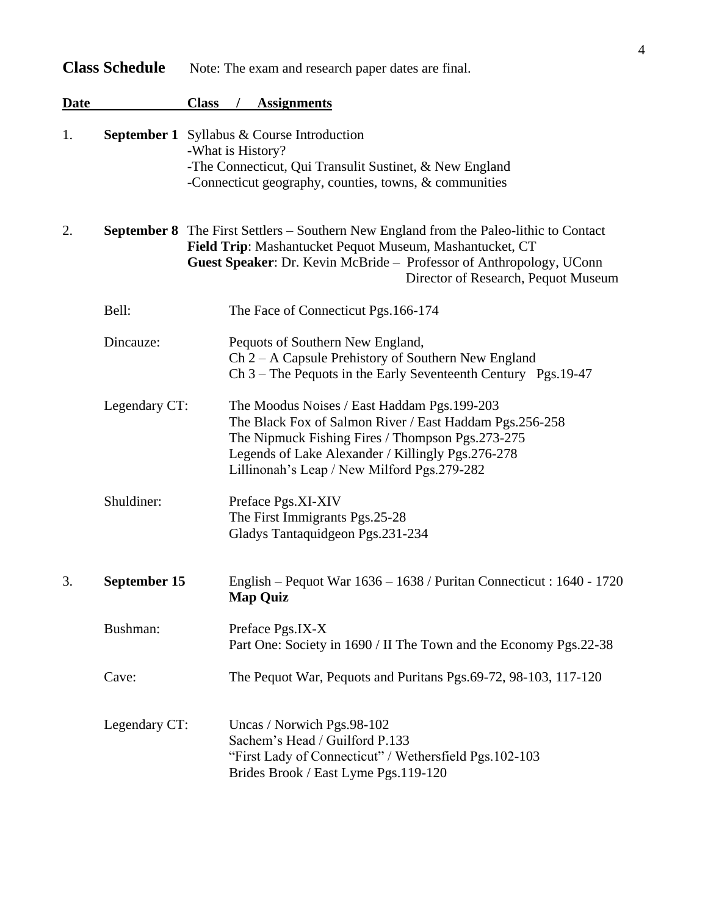**Class Schedule** Note: The exam and research paper dates are final.

**Date** **Class / Assignments**

1. **September 1** Syllabus & Course Introduction
   - What is History?
   - The Connecticut, Qui Transulit Sustinet, & New England
   - Connecticut geography, counties, towns, & communities

2. **September 8** The First Settlers – Southern New England from the Paleo-lithic to Contact
   **Field Trip**: Mashantucket Pequot Museum, Mashantucket, CT
   **Guest Speaker**: Dr. Kevin McBride – Professor of Anthropology, UConn
   Director of Research, Pequot Museum

   Bell: The Face of Connecticut Pgs.166-174

   Dincauze: Pequots of Southern New England,
   Ch 2 – A Capsule Prehistory of Southern New England
   Ch 3 – The Pequots in the Early Seventeenth Century Pgs.19-47

   Legendary CT: The Moodus Noises / East Haddam Pgs.199-203
   The Black Fox of Salmon River / East Haddam Pgs.256-258
   The Nipmuck Fishing Fires / Thompson Pgs.273-275
   Legends of Lake Alexander / Killingly Pgs.276-278
   Lillinonah's Leap / New Milford Pgs.279-282

   Shuldiner: Preface Pgs.XI-XIV
   The First Immigrants Pgs.25-28
   Gladys Tantaquidgeon Pgs.231-234

3. **September 15** English – Pequot War 1636 – 1638 / Puritan Connecticut : 1640 - 1720
   **Map Quiz**

   Bushman: Preface Pgs.IX-X
   Part One: Society in 1690 / II The Town and the Economy Pgs.22-38

   Cave: The Pequot War, Pequots and Puritans Pgs.69-72, 98-103, 117-120

   Legendary CT: Uncas / Norwich Pgs.98-102
   Sachem's Head / Guilford P.133
   "First Lady of Connecticut" / Wethersfield Pgs.102-103
   Brides Brook / East Lyme Pgs.119-120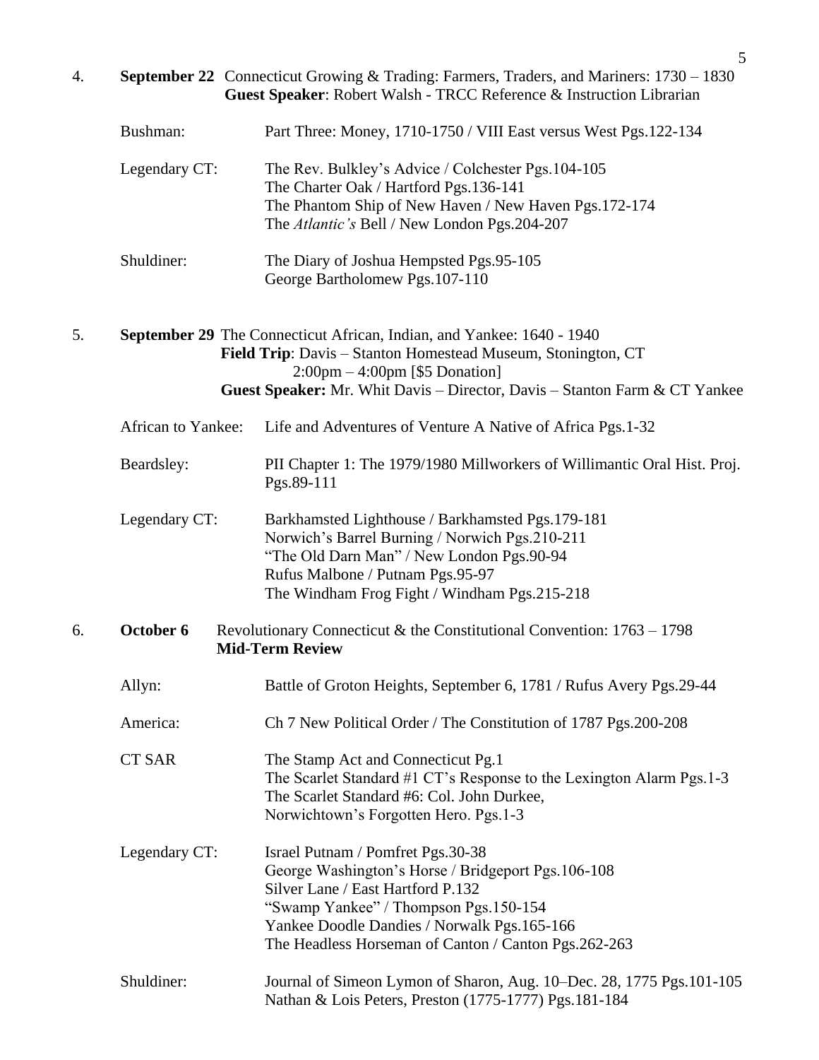4. **September 22** Connecticut Growing & Trading: Farmers, Traders, and Mariners: 1730 – 1830
**Guest Speaker**: Robert Walsh - TRCC Reference & Instruction Librarian

Bushman: Part Three: Money, 1710-1750 / VIII East versus West Pgs.122-134

Legendary CT:
The Rev. Bulkley's Advice / Colchester Pgs.104-105
The Charter Oak / Hartford Pgs.136-141
The Phantom Ship of New Haven / New Haven Pgs.172-174
The *Atlantic's* Bell / New London Pgs.204-207

Shuldiner:
The Diary of Joshua Hempsted Pgs.95-105
George Bartholomew Pgs.107-110

5. **September 29** The Connecticut African, Indian, and Yankee: 1640 - 1940
**Field Trip**: Davis – Stanton Homestead Museum, Stonington, CT
2:00pm – 4:00pm [$5 Donation]
**Guest Speaker:** Mr. Whit Davis – Director, Davis – Stanton Farm & CT Yankee

African to Yankee: Life and Adventures of Venture A Native of Africa Pgs.1-32

Beardsley: PII Chapter 1: The 1979/1980 Millworkers of Willimantic Oral Hist. Proj. Pgs.89-111

Legendary CT:
Barkhamsted Lighthouse / Barkhamsted Pgs.179-181
Norwich's Barrel Burning / Norwich Pgs.210-211
"The Old Darn Man" / New London Pgs.90-94
Rufus Malbone / Putnam Pgs.95-97
The Windham Frog Fight / Windham Pgs.215-218

6. **October 6** Revolutionary Connecticut & the Constitutional Convention: 1763 – 1798
**Mid-Term Review**

Allyn: Battle of Groton Heights, September 6, 1781 / Rufus Avery Pgs.29-44

America: Ch 7 New Political Order / The Constitution of 1787 Pgs.200-208

CT SAR
The Stamp Act and Connecticut Pg.1
The Scarlet Standard #1 CT's Response to the Lexington Alarm Pgs.1-3
The Scarlet Standard #6: Col. John Durkee,
Norwichtown's Forgotten Hero. Pgs.1-3

Legendary CT:
Israel Putnam / Pomfret Pgs.30-38
George Washington's Horse / Bridgeport Pgs.106-108
Silver Lane / East Hartford P.132
"Swamp Yankee" / Thompson Pgs.150-154
Yankee Doodle Dandies / Norwalk Pgs.165-166
The Headless Horseman of Canton / Canton Pgs.262-263

Shuldiner:
Journal of Simeon Lymon of Sharon, Aug. 10–Dec. 28, 1775 Pgs.101-105
Nathan & Lois Peters, Preston (1775-1777) Pgs.181-184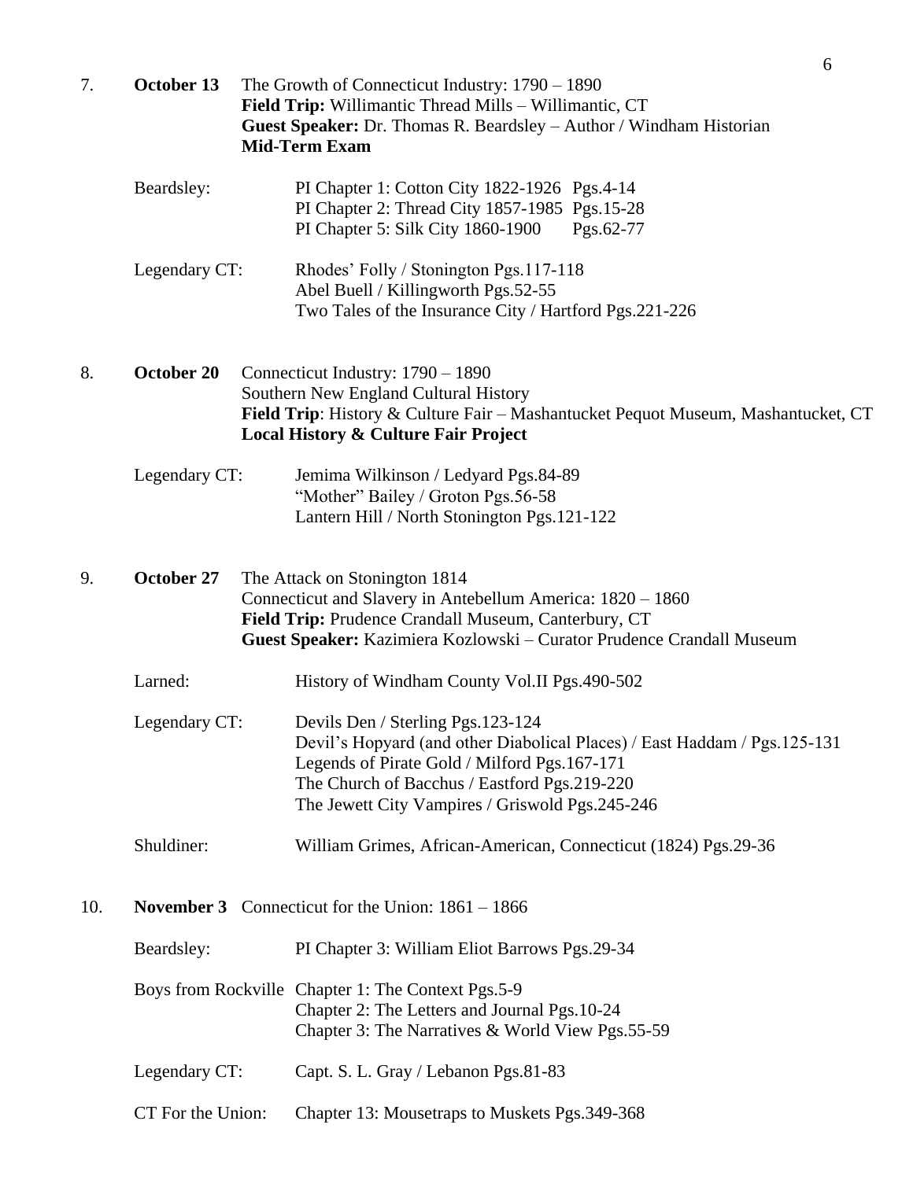7. **October 13** The Growth of Connecticut Industry: 1790 – 1890
   **Field Trip:** Willimantic Thread Mills – Willimantic, CT
   **Guest Speaker:** Dr. Thomas R. Beardsley – Author / Windham Historian
   **Mid-Term Exam**

   Beardsley: PI Chapter 1: Cotton City 1822-1926 Pgs.4-14
   PI Chapter 2: Thread City 1857-1985 Pgs.15-28
   PI Chapter 5: Silk City 1860-1900 Pgs.62-77

   Legendary CT: Rhodes' Folly / Stonington Pgs.117-118
   Abel Buell / Killingworth Pgs.52-55
   Two Tales of the Insurance City / Hartford Pgs.221-226

8. **October 20** Connecticut Industry: 1790 – 1890
   Southern New England Cultural History
   **Field Trip**: History & Culture Fair – Mashantucket Pequot Museum, Mashantucket, CT
   **Local History & Culture Fair Project**

   Legendary CT: Jemima Wilkinson / Ledyard Pgs.84-89
   "Mother" Bailey / Groton Pgs.56-58
   Lantern Hill / North Stonington Pgs.121-122

9. **October 27** The Attack on Stonington 1814
   Connecticut and Slavery in Antebellum America: 1820 – 1860
   **Field Trip:** Prudence Crandall Museum, Canterbury, CT
   **Guest Speaker:** Kazimiera Kozlowski – Curator Prudence Crandall Museum

   Larned: History of Windham County Vol.II Pgs.490-502

   Legendary CT: Devils Den / Sterling Pgs.123-124
   Devil's Hopyard (and other Diabolical Places) / East Haddam / Pgs.125-131
   Legends of Pirate Gold / Milford Pgs.167-171
   The Church of Bacchus / Eastford Pgs.219-220
   The Jewett City Vampires / Griswold Pgs.245-246

   Shuldiner: William Grimes, African-American, Connecticut (1824) Pgs.29-36

10. **November 3** Connecticut for the Union: 1861 – 1866

    Beardsley: PI Chapter 3: William Eliot Barrows Pgs.29-34

    Boys from Rockville Chapter 1: The Context Pgs.5-9
    Chapter 2: The Letters and Journal Pgs.10-24
    Chapter 3: The Narratives & World View Pgs.55-59

    Legendary CT: Capt. S. L. Gray / Lebanon Pgs.81-83

    CT For the Union: Chapter 13: Mousetraps to Muskets Pgs.349-368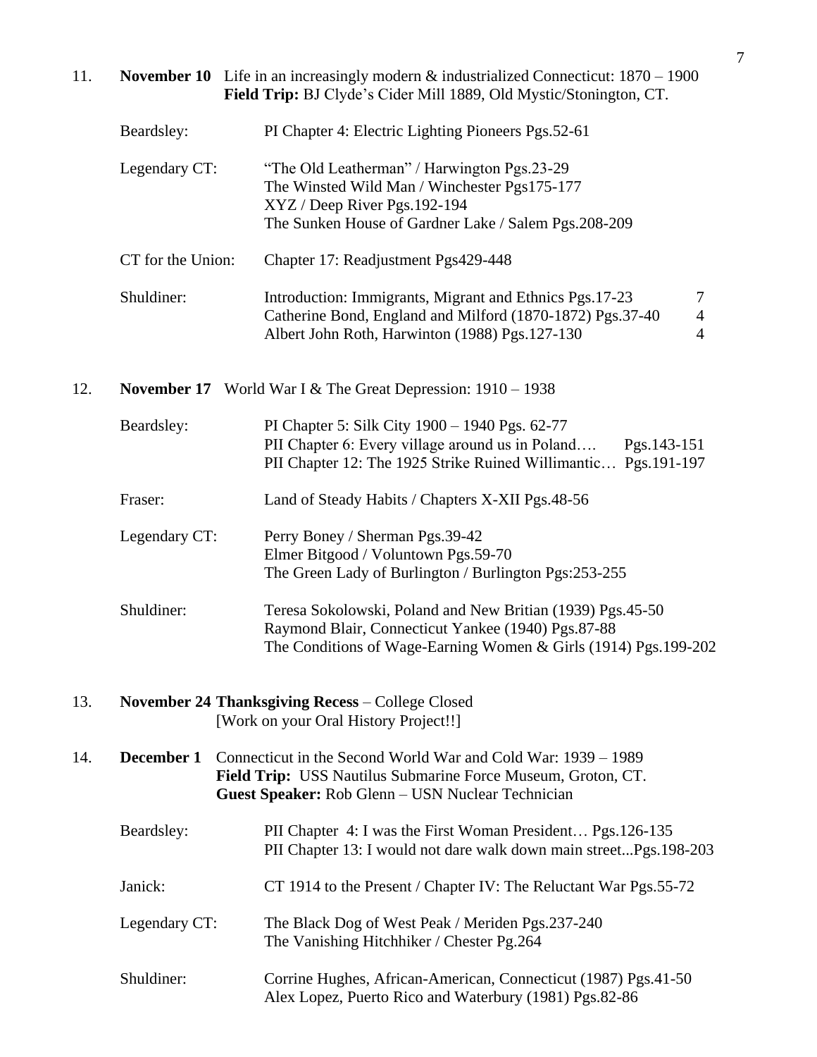11. **November 10** Life in an increasingly modern & industrialized Connecticut: 1870 – 1900
**Field Trip:** BJ Clyde's Cider Mill 1889, Old Mystic/Stonington, CT.

| | | |
|---|---|---|
| Beardsley: | PI Chapter 4: Electric Lighting Pioneers Pgs.52-61 | |
| Legendary CT: | "The Old Leatherman" / Harwington Pgs.23-29 | |
| | The Winsted Wild Man / Winchester Pgs175-177 | |
| | XYZ / Deep River Pgs.192-194 | |
| | The Sunken House of Gardner Lake / Salem Pgs.208-209 | |
| CT for the Union: | Chapter 17: Readjustment Pgs429-448 | |
| Shuldiner: | Introduction: Immigrants, Migrant and Ethnics Pgs.17-23 | 7 |
| | Catherine Bond, England and Milford (1870-1872) Pgs.37-40 | 4 |
| | Albert John Roth, Harwinton (1988) Pgs.127-130 | 4 |

12. **November 17** World War I & The Great Depression: 1910 – 1938

| | |
|---|---|
| Beardsley: | PI Chapter 5: Silk City 1900 – 1940 Pgs. 62-77 |
| | PII Chapter 6: Every village around us in Poland…. Pgs.143-151 |
| | PII Chapter 12: The 1925 Strike Ruined Willimantic… Pgs.191-197 |
| Fraser: | Land of Steady Habits / Chapters X-XII Pgs.48-56 |
| Legendary CT: | Perry Boney / Sherman Pgs.39-42 |
| | Elmer Bitgood / Voluntown Pgs.59-70 |
| | The Green Lady of Burlington / Burlington Pgs:253-255 |
| Shuldiner: | Teresa Sokolowski, Poland and New Britian (1939) Pgs.45-50 |
| | Raymond Blair, Connecticut Yankee (1940) Pgs.87-88 |
| | The Conditions of Wage-Earning Women & Girls (1914) Pgs.199-202 |

13. **November 24 Thanksgiving Recess** – College Closed
[Work on your Oral History Project!!]

14. **December 1** Connecticut in the Second World War and Cold War: 1939 – 1989
**Field Trip:** USS Nautilus Submarine Force Museum, Groton, CT.
**Guest Speaker:** Rob Glenn – USN Nuclear Technician

| | |
|---|---|
| Beardsley: | PII Chapter 4: I was the First Woman President… Pgs.126-135 |
| | PII Chapter 13: I would not dare walk down main street...Pgs.198-203 |
| Janick: | CT 1914 to the Present / Chapter IV: The Reluctant War Pgs.55-72 |
| Legendary CT: | The Black Dog of West Peak / Meriden Pgs.237-240 |
| | The Vanishing Hitchhiker / Chester Pg.264 |
| Shuldiner: | Corrine Hughes, African-American, Connecticut (1987) Pgs.41-50 |
| | Alex Lopez, Puerto Rico and Waterbury (1981) Pgs.82-86 |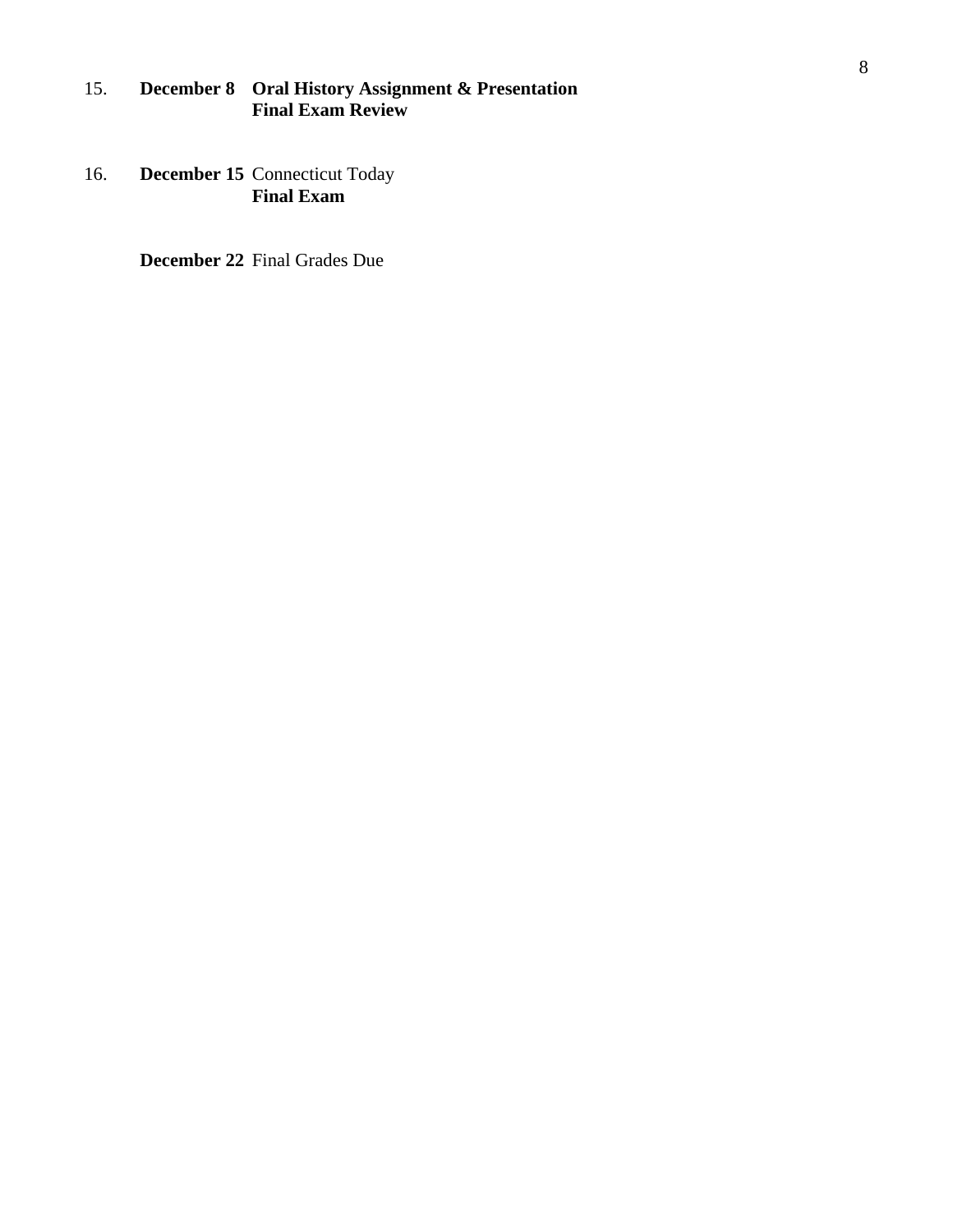15. **December 8** **Oral History Assignment & Presentation**
**Final Exam Review**

16. **December 15** Connecticut Today
**Final Exam**

**December 22** Final Grades Due